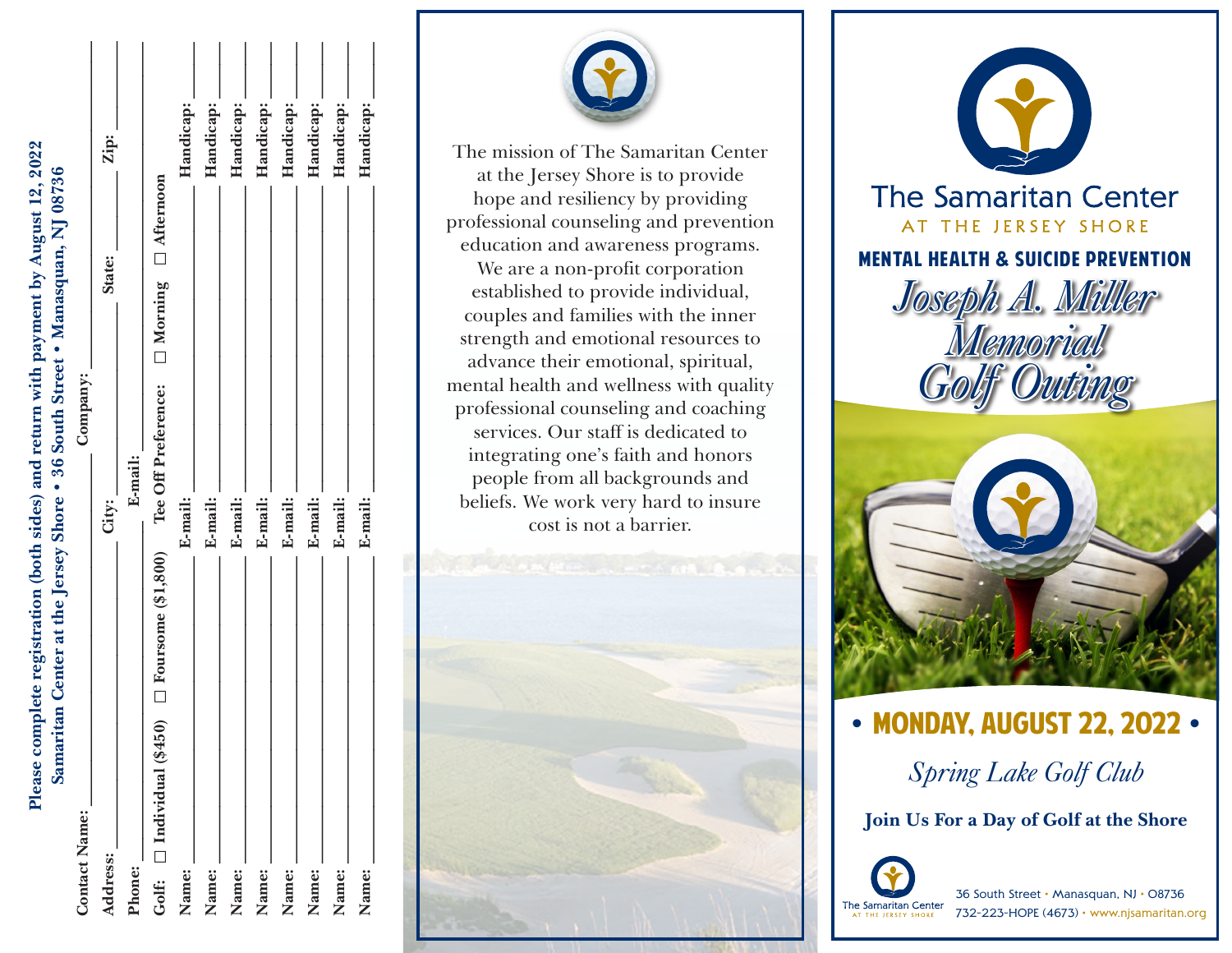Please complete registration (both sides) and return with payment by August 12, 2022
Samaritan Center at the Jersey Shore • 36 South Street • Manasquan, NJ 08736

Contact Name: ______________________ Company: ______________________

Address: ______________________ City: ______________ State: ______ Zip: ______

Phone: ______________________ E-mail: ______________________

Golf: ☐ Individual ($450) ☐ Foursome ($1,800) Tee Off Preference: ☐ Morning ☐ Afternoon

Name: ______________ E-mail: ______________ Handicap: ______

Name: ______________ E-mail: ______________ Handicap: ______

Name: ______________ E-mail: ______________ Handicap: ______

Name: ______________ E-mail: ______________ Handicap: ______

Name: ______________ E-mail: ______________ Handicap: ______

Name: ______________ E-mail: ______________ Handicap: ______

Name: ______________ E-mail: ______________ Handicap: ______

Name: ______________ E-mail: ______________ Handicap: ______

The mission of The Samaritan Center at the Jersey Shore is to provide hope and resiliency by providing professional counseling and prevention education and awareness programs. We are a non-profit corporation established to provide individual, couples and families with the inner strength and emotional resources to advance their emotional, spiritual, mental health and wellness with quality professional counseling and coaching services. Our staff is dedicated to integrating one's faith and honors people from all backgrounds and beliefs. We work very hard to insure cost is not a barrier.

# The Samaritan Center
AT THE JERSEY SHORE

## MENTAL HEALTH & SUICIDE PREVENTION

## *Joseph A. Miller Memorial Golf Outing*

**• MONDAY, AUGUST 22, 2022 •**

*Spring Lake Golf Club*

**Join Us For a Day of Golf at the Shore**

The Samaritan Center
AT THE JERSEY SHORE

36 South Street • Manasquan, NJ • 08736
732-223-HOPE (4673) • www.njsamaritan.org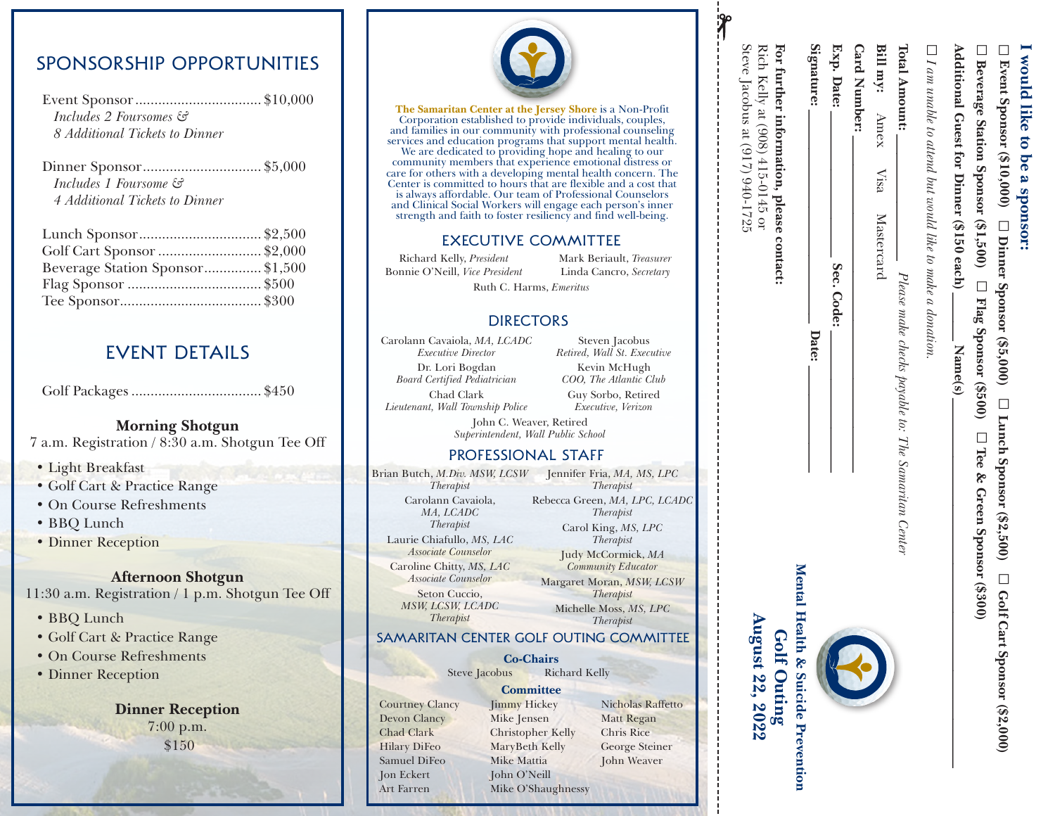## SPONSORSHIP OPPORTUNITIES

Event Sponsor ................................. $10,000
*Includes 2 Foursomes & 8 Additional Tickets to Dinner*

Dinner Sponsor ............................... $5,000
*Includes 1 Foursome & 4 Additional Tickets to Dinner*

Lunch Sponsor ................................ $2,500
Golf Cart Sponsor ........................... $2,000
Beverage Station Sponsor ............... $1,500
Flag Sponsor ................................... $500
Tee Sponsor..................................... $300

## EVENT DETAILS

Golf Packages .................................. $450

**Morning Shotgun**
7 a.m. Registration / 8:30 a.m. Shotgun Tee Off

- Light Breakfast
- Golf Cart & Practice Range
- On Course Refreshments
- BBQ Lunch
- Dinner Reception

**Afternoon Shotgun**
11:30 a.m. Registration / 1 p.m. Shotgun Tee Off

- BBQ Lunch
- Golf Cart & Practice Range
- On Course Refreshments
- Dinner Reception

**Dinner Reception**
7:00 p.m.
$150

**The Samaritan Center at the Jersey Shore** is a Non-Profit Corporation established to provide individuals, couples, and families in our community with professional counseling services and education programs that support mental health. We are dedicated to providing hope and healing to our community members that experience emotional distress or care for others with a developing mental health concern. The Center is committed to hours that are flexible and a cost that is always affordable. Our team of Professional Counselors and Clinical Social Workers will engage each person's inner strength and faith to foster resiliency and find well-being.

## EXECUTIVE COMMITTEE

Richard Kelly, *President*
Mark Beriault, *Treasurer*
Bonnie O'Neill, *Vice President*
Linda Cancro, *Secretary*
Ruth C. Harms, *Emeritus*

## DIRECTORS

Carolann Cavaiola, *MA, LCADC* — *Executive Director*
Steven Jacobus — *Retired, Wall St. Executive*
Dr. Lori Bogdan — *Board Certified Pediatrician*
Kevin McHugh — *COO, The Atlantic Club*
Chad Clark — *Lieutenant, Wall Township Police*
Guy Sorbo, Retired — *Executive, Verizon*
John C. Weaver, Retired — *Superintendent, Wall Public School*

## PROFESSIONAL STAFF

Brian Butch, *M.Div. MSW, LCSW* — *Therapist*
Carolann Cavaiola, *MA, LCADC* — *Therapist*
Laurie Chiafullo, *MS, LAC* — *Associate Counselor*
Caroline Chitty, *MS, LAC* — *Associate Counselor*
Seton Cuccio, *MSW, LCSW, LCADC* — *Therapist*
Jennifer Fria, *MA, MS, LPC* — *Therapist*
Rebecca Green, *MA, LPC, LCADC* — *Therapist*
Carol King, *MS, LPC* — *Therapist*
Judy McCormick, *MA* — *Community Educator*
Margaret Moran, *MSW, LCSW* — *Therapist*
Michelle Moss, *MS, LPC* — *Therapist*

## SAMARITAN CENTER GOLF OUTING COMMITTEE

**Co-Chairs**
Steve Jacobus
Richard Kelly

**Committee**
Courtney Clancy
Devon Clancy
Chad Clark
Hilary DiFeo
Samuel DiFeo
Jon Eckert
Art Farren
Jimmy Hickey
Mike Jensen
Christopher Kelly
MaryBeth Kelly
Mike Mattia
John O'Neill
Mike O'Shaughnessy
Nicholas Raffetto
Matt Regan
Chris Rice
George Steiner
John Weaver

**I would like to be a sponsor:**

☐ **Event Sponsor ($10,000)** ☐ **Dinner Sponsor ($5,000)** ☐ **Lunch Sponsor ($2,500)** ☐ **Golf Cart Sponsor ($2,000)**
☐ **Beverage Station Sponsor ($1,500)** ☐ **Flag Sponsor ($500)** ☐ **Tee & Green Sponsor ($300)**
**Additional Guest for Dinner ($150 each)** ______ **Name(s)** ____________________

☐ *I am unable to attend but would like to make a donation.*

**Total Amount:** ________ *Please make checks payable to: The Samaritan Center*

**Bill my:** Amex Visa Mastercard

**Card Number:** ____________________

**Exp. Date:** ________ **Sec. Code:** ________

**Signature:** ________________ **Date:** ________

**For further information, please contact:**
Rich Kelly at (908) 415-0145 or
Steve Jacobus at (917) 940-1725

**Mental Health & Suicide Prevention**
**Golf Outing**
**August 22, 2022**